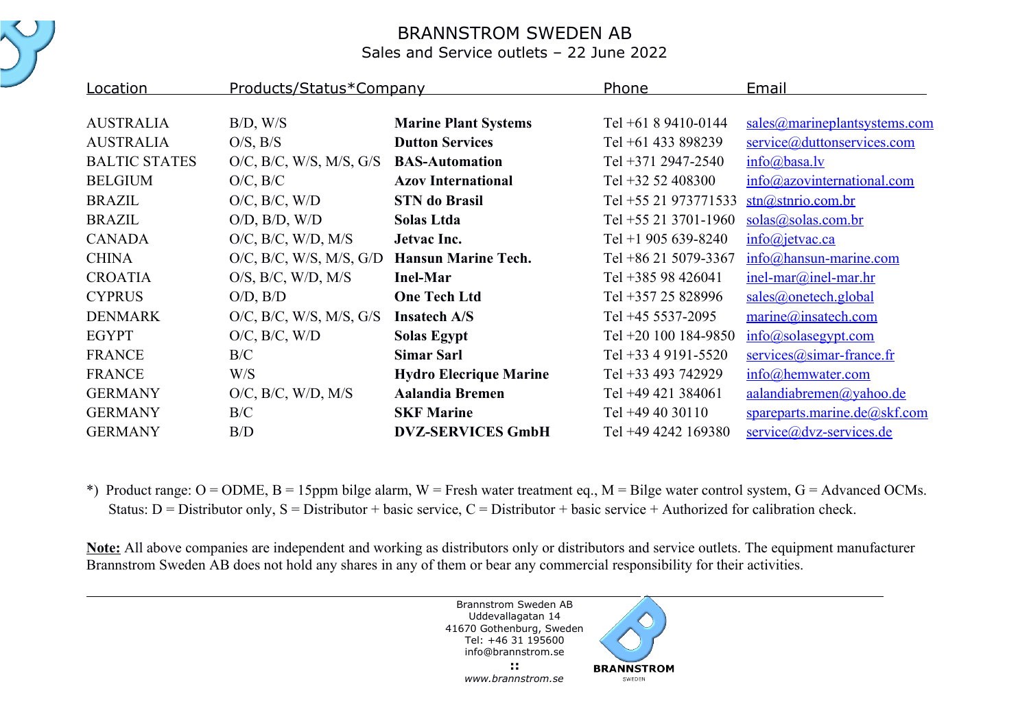# BRANNSTROM SWEDEN AB

Sales and Service outlets – 22 June 2022

| Location | Products/Status* | Company | Phone | Email |
|---|---|---|---|---|
| AUSTRALIA | B/D, W/S | **Marine Plant Systems** | Tel +61 8 9410-0144 | sales@marineplantsystems.com |
| AUSTRALIA | O/S, B/S | **Dutton Services** | Tel +61 433 898239 | service@duttonservices.com |
| BALTIC STATES | O/C, B/C, W/S, M/S, G/S | **BAS-Automation** | Tel +371 2947-2540 | info@basa.lv |
| BELGIUM | O/C, B/C | **Azov International** | Tel +32 52 408300 | info@azovinternational.com |
| BRAZIL | O/C, B/C, W/D | **STN do Brasil** | Tel +55 21 973771533 | stn@stnrio.com.br |
| BRAZIL | O/D, B/D, W/D | **Solas Ltda** | Tel +55 21 3701-1960 | solas@solas.com.br |
| CANADA | O/C, B/C, W/D, M/S | **Jetvac Inc.** | Tel +1 905 639-8240 | info@jetvac.ca |
| CHINA | O/C, B/C, W/S, M/S, G/D | **Hansun Marine Tech.** | Tel +86 21 5079-3367 | info@hansun-marine.com |
| CROATIA | O/S, B/C, W/D, M/S | **Inel-Mar** | Tel +385 98 426041 | inel-mar@inel-mar.hr |
| CYPRUS | O/D, B/D | **One Tech Ltd** | Tel +357 25 828996 | sales@onetech.global |
| DENMARK | O/C, B/C, W/S, M/S, G/S | **Insatech A/S** | Tel +45 5537-2095 | marine@insatech.com |
| EGYPT | O/C, B/C, W/D | **Solas Egypt** | Tel +20 100 184-9850 | info@solasegypt.com |
| FRANCE | B/C | **Simar Sarl** | Tel +33 4 9191-5520 | services@simar-france.fr |
| FRANCE | W/S | **Hydro Elecrique Marine** | Tel +33 493 742929 | info@hemwater.com |
| GERMANY | O/C, B/C, W/D, M/S | **Aalandia Bremen** | Tel +49 421 384061 | aalandiabremen@yahoo.de |
| GERMANY | B/C | **SKF Marine** | Tel +49 40 30110 | spareparts.marine.de@skf.com |
| GERMANY | B/D | **DVZ-SERVICES GmbH** | Tel +49 4242 169380 | service@dvz-services.de |

*) Product range: O = ODME, B = 15ppm bilge alarm, W = Fresh water treatment eq., M = Bilge water control system, G = Advanced OCMs.
Status: D = Distributor only, S = Distributor + basic service, C = Distributor + basic service + Authorized for calibration check.

**Note:** All above companies are independent and working as distributors only or distributors and service outlets. The equipment manufacturer Brannstrom Sweden AB does not hold any shares in any of them or bear any commercial responsibility for their activities.

Brannstrom Sweden AB
Uddevallagatan 14
41670 Gothenburg, Sweden
Tel: +46 31 195600
info@brannstrom.se

*www.brannstrom.se*

BRANNSTROM
SWEDEN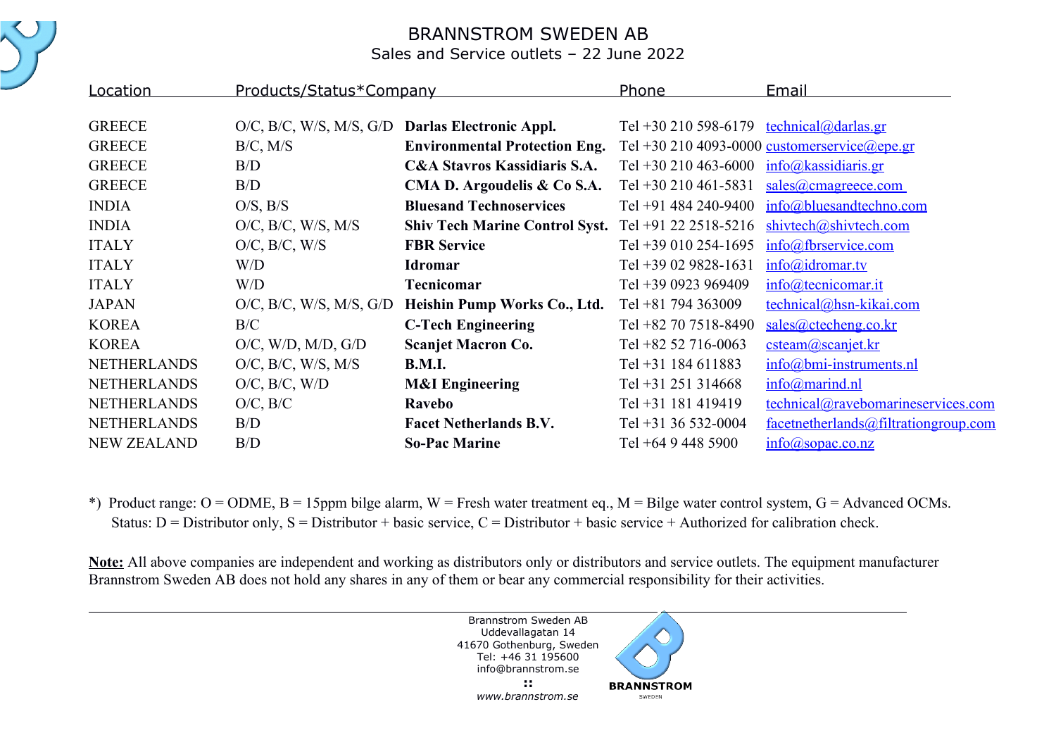# BRANNSTROM SWEDEN AB

Sales and Service outlets – 22 June 2022

| Location | Products/Status* | Company | Phone | Email |
|---|---|---|---|---|
| GREECE | O/C, B/C, W/S, M/S, G/D | **Darlas Electronic Appl.** | Tel +30 210 598-6179 | technical@darlas.gr |
| GREECE | B/C, M/S | **Environmental Protection Eng.** | Tel +30 210 4093-0000 | customerservice@epe.gr |
| GREECE | B/D | **C&A Stavros Kassidiaris S.A.** | Tel +30 210 463-6000 | info@kassidiaris.gr |
| GREECE | B/D | **CMA D. Argoudelis & Co S.A.** | Tel +30 210 461-5831 | sales@cmagreece.com |
| INDIA | O/S, B/S | **Bluesand Technoservices** | Tel +91 484 240-9400 | info@bluesandtechno.com |
| INDIA | O/C, B/C, W/S, M/S | **Shiv Tech Marine Control Syst.** | Tel +91 22 2518-5216 | shivtech@shivtech.com |
| ITALY | O/C, B/C, W/S | **FBR Service** | Tel +39 010 254-1695 | info@fbrservice.com |
| ITALY | W/D | **Idromar** | Tel +39 02 9828-1631 | info@idromar.tv |
| ITALY | W/D | **Tecnicomar** | Tel +39 0923 969409 | info@tecnicomar.it |
| JAPAN | O/C, B/C, W/S, M/S, G/D | **Heishin Pump Works Co., Ltd.** | Tel +81 794 363009 | technical@hsn-kikai.com |
| KOREA | B/C | **C-Tech Engineering** | Tel +82 70 7518-8490 | sales@ctecheng.co.kr |
| KOREA | O/C, W/D, M/D, G/D | **Scanjet Macron Co.** | Tel +82 52 716-0063 | csteam@scanjet.kr |
| NETHERLANDS | O/C, B/C, W/S, M/S | **B.M.I.** | Tel +31 184 611883 | info@bmi-instruments.nl |
| NETHERLANDS | O/C, B/C, W/D | **M&I Engineering** | Tel +31 251 314668 | info@marind.nl |
| NETHERLANDS | O/C, B/C | **Ravebo** | Tel +31 181 419419 | technical@ravebomarineservices.com |
| NETHERLANDS | B/D | **Facet Netherlands B.V.** | Tel +31 36 532-0004 | facetnetherlands@filtrationgroup.com |
| NEW ZEALAND | B/D | **So-Pac Marine** | Tel +64 9 448 5900 | info@sopac.co.nz |

*) Product range: O = ODME, B = 15ppm bilge alarm, W = Fresh water treatment eq., M = Bilge water control system, G = Advanced OCMs.
Status: D = Distributor only, S = Distributor + basic service, C = Distributor + basic service + Authorized for calibration check.

**Note:** All above companies are independent and working as distributors only or distributors and service outlets. The equipment manufacturer Brannstrom Sweden AB does not hold any shares in any of them or bear any commercial responsibility for their activities.

Brannstrom Sweden AB
Uddevallagatan 14
41670 Gothenburg, Sweden
Tel: +46 31 195600
info@brannstrom.se
::
*www.brannstrom.se*

BRANNSTROM
SWEDEN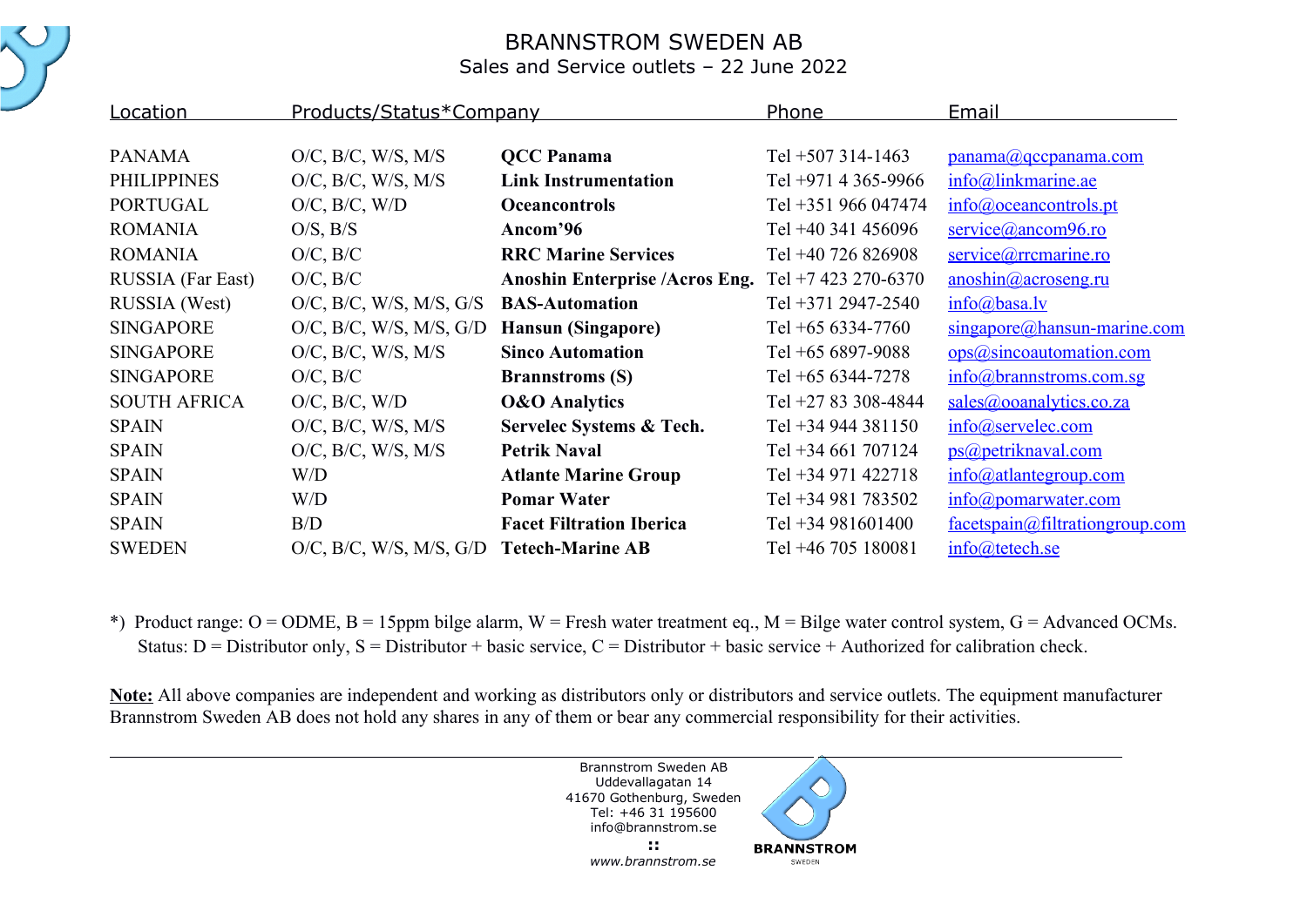# BRANNSTROM SWEDEN AB

Sales and Service outlets – 22 June 2022

| Location | Products/Status* | Company | Phone | Email |
|---|---|---|---|---|
| PANAMA | O/C, B/C, W/S, M/S | **QCC Panama** | Tel +507 314-1463 | panama@qccpanama.com |
| PHILIPPINES | O/C, B/C, W/S, M/S | **Link Instrumentation** | Tel +971 4 365-9966 | info@linkmarine.ae |
| PORTUGAL | O/C, B/C, W/D | **Oceancontrols** | Tel +351 966 047474 | info@oceancontrols.pt |
| ROMANIA | O/S, B/S | **Ancom'96** | Tel +40 341 456096 | service@ancom96.ro |
| ROMANIA | O/C, B/C | **RRC Marine Services** | Tel +40 726 826908 | service@rrcmarine.ro |
| RUSSIA (Far East) | O/C, B/C | **Anoshin Enterprise /Acros Eng.** | Tel +7 423 270-6370 | anoshin@acroseng.ru |
| RUSSIA (West) | O/C, B/C, W/S, M/S, G/S | **BAS-Automation** | Tel +371 2947-2540 | info@basa.lv |
| SINGAPORE | O/C, B/C, W/S, M/S, G/D | **Hansun (Singapore)** | Tel +65 6334-7760 | singapore@hansun-marine.com |
| SINGAPORE | O/C, B/C, W/S, M/S | **Sinco Automation** | Tel +65 6897-9088 | ops@sincoautomation.com |
| SINGAPORE | O/C, B/C | **Brannstroms (S)** | Tel +65 6344-7278 | info@brannstroms.com.sg |
| SOUTH AFRICA | O/C, B/C, W/D | **O&O Analytics** | Tel +27 83 308-4844 | sales@ooanalytics.co.za |
| SPAIN | O/C, B/C, W/S, M/S | **Servelec Systems & Tech.** | Tel +34 944 381150 | info@servelec.com |
| SPAIN | O/C, B/C, W/S, M/S | **Petrik Naval** | Tel +34 661 707124 | ps@petriknaval.com |
| SPAIN | W/D | **Atlante Marine Group** | Tel +34 971 422718 | info@atlantegroup.com |
| SPAIN | W/D | **Pomar Water** | Tel +34 981 783502 | info@pomarwater.com |
| SPAIN | B/D | **Facet Filtration Iberica** | Tel +34 981601400 | facetspain@filtrationgroup.com |
| SWEDEN | O/C, B/C, W/S, M/S, G/D | **Tetech-Marine AB** | Tel +46 705 180081 | info@tetech.se |

*) Product range: O = ODME, B = 15ppm bilge alarm, W = Fresh water treatment eq., M = Bilge water control system, G = Advanced OCMs.
Status: D = Distributor only, S = Distributor + basic service, C = Distributor + basic service + Authorized for calibration check.

**Note:** All above companies are independent and working as distributors only or distributors and service outlets. The equipment manufacturer Brannstrom Sweden AB does not hold any shares in any of them or bear any commercial responsibility for their activities.

Brannstrom Sweden AB
Uddevallagatan 14
41670 Gothenburg, Sweden
Tel: +46 31 195600
info@brannstrom.se

*www.brannstrom.se*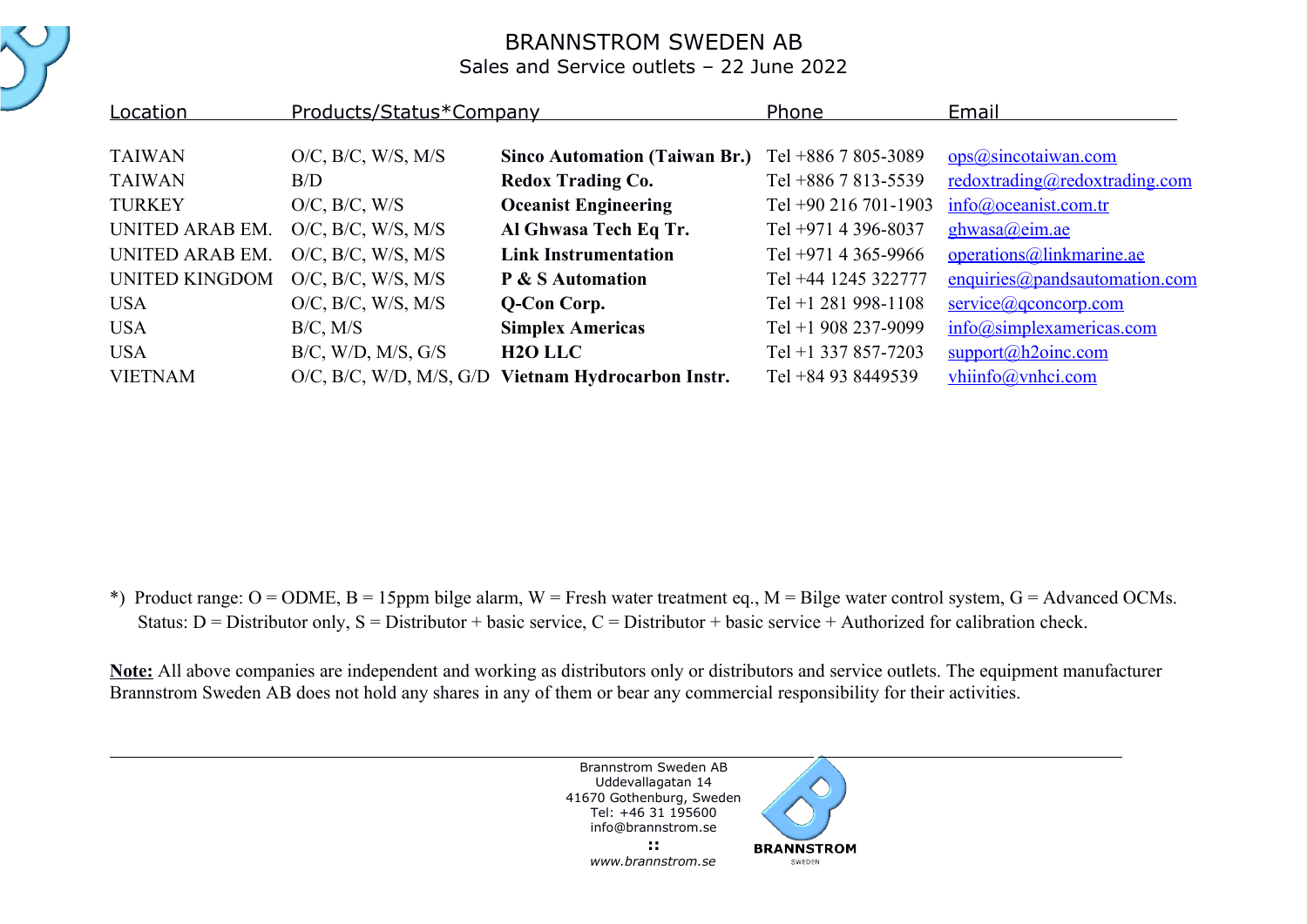# BRANNSTROM SWEDEN AB

Sales and Service outlets – 22 June 2022

| Location | Products/Status* | Company | Phone | Email |
|---|---|---|---|---|
| TAIWAN | O/C, B/C, W/S, M/S | **Sinco Automation (Taiwan Br.)** | Tel +886 7 805-3089 | ops@sincotaiwan.com |
| TAIWAN | B/D | **Redox Trading Co.** | Tel +886 7 813-5539 | redoxtrading@redoxtrading.com |
| TURKEY | O/C, B/C, W/S | **Oceanist Engineering** | Tel +90 216 701-1903 | info@oceanist.com.tr |
| UNITED ARAB EM. | O/C, B/C, W/S, M/S | **Al Ghwasa Tech Eq Tr.** | Tel +971 4 396-8037 | ghwasa@eim.ae |
| UNITED ARAB EM. | O/C, B/C, W/S, M/S | **Link Instrumentation** | Tel +971 4 365-9966 | operations@linkmarine.ae |
| UNITED KINGDOM | O/C, B/C, W/S, M/S | **P & S Automation** | Tel +44 1245 322777 | enquiries@pandsautomation.com |
| USA | O/C, B/C, W/S, M/S | **Q-Con Corp.** | Tel +1 281 998-1108 | service@qconcorp.com |
| USA | B/C, M/S | **Simplex Americas** | Tel +1 908 237-9099 | info@simplexamericas.com |
| USA | B/C, W/D, M/S, G/S | **H2O LLC** | Tel +1 337 857-7203 | support@h2oinc.com |
| VIETNAM | O/C, B/C, W/D, M/S, G/D | **Vietnam Hydrocarbon Instr.** | Tel +84 93 8449539 | vhiinfo@vnhci.com |

*) Product range: O = ODME, B = 15ppm bilge alarm, W = Fresh water treatment eq., M = Bilge water control system, G = Advanced OCMs.
Status: D = Distributor only, S = Distributor + basic service, C = Distributor + basic service + Authorized for calibration check.

**Note:** All above companies are independent and working as distributors only or distributors and service outlets. The equipment manufacturer Brannstrom Sweden AB does not hold any shares in any of them or bear any commercial responsibility for their activities.

Brannstrom Sweden AB
Uddevallagatan 14
41670 Gothenburg, Sweden
Tel: +46 31 195600
info@brannstrom.se
::
*www.brannstrom.se*

BRANNSTROM
SWEDEN